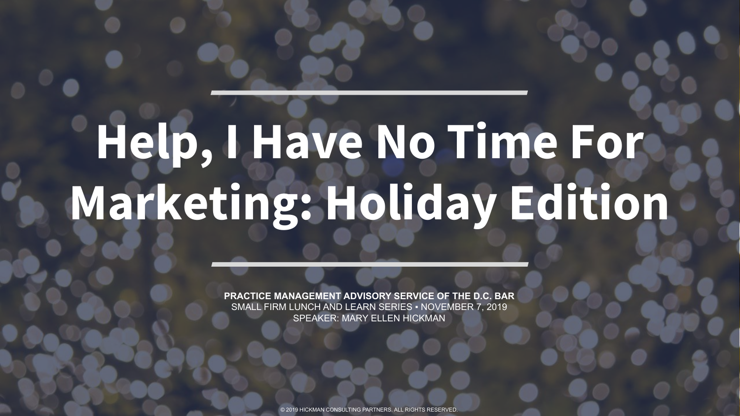# Help, I Have No Time For Marketing: Holiday Edition

**PRACTICE MANAGEMENT ADVISORY SERVICE OF THE D.C. BAR**
SMALL FIRM LUNCH AND LEARN SERIES ▪ NOVEMBER 7, 2019
SPEAKER: MARY ELLEN HICKMAN

© 2019 HICKMAN CONSULTING PARTNERS. ALL RIGHTS RESERVED.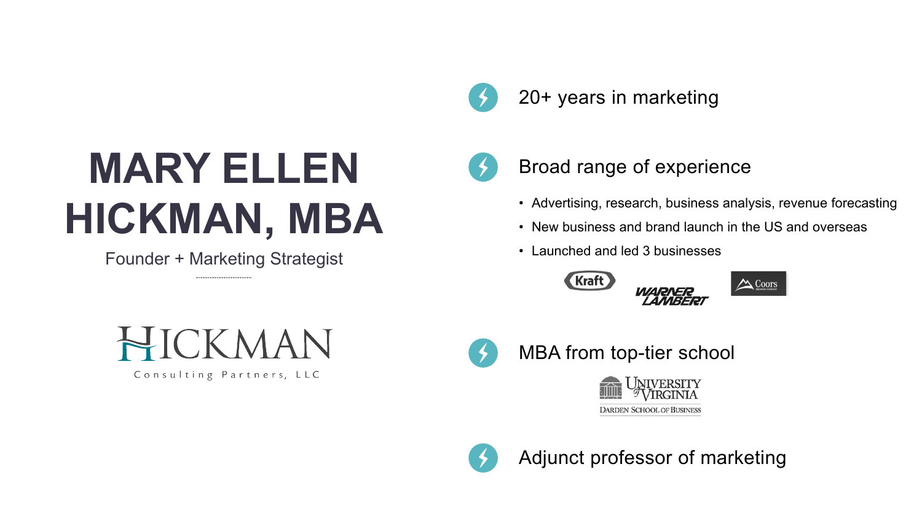# MARY ELLEN HICKMAN, MBA

Founder + Marketing Strategist

HICKMAN

Consulting Partners, LLC

- 20+ years in marketing
- Broad range of experience
  - Advertising, research, business analysis, revenue forecasting
  - New business and brand launch in the US and overseas
  - Launched and led 3 businesses

  Kraft | Warner Lambert | Coors

- MBA from top-tier school

  University of Virginia Darden School of Business

- Adjunct professor of marketing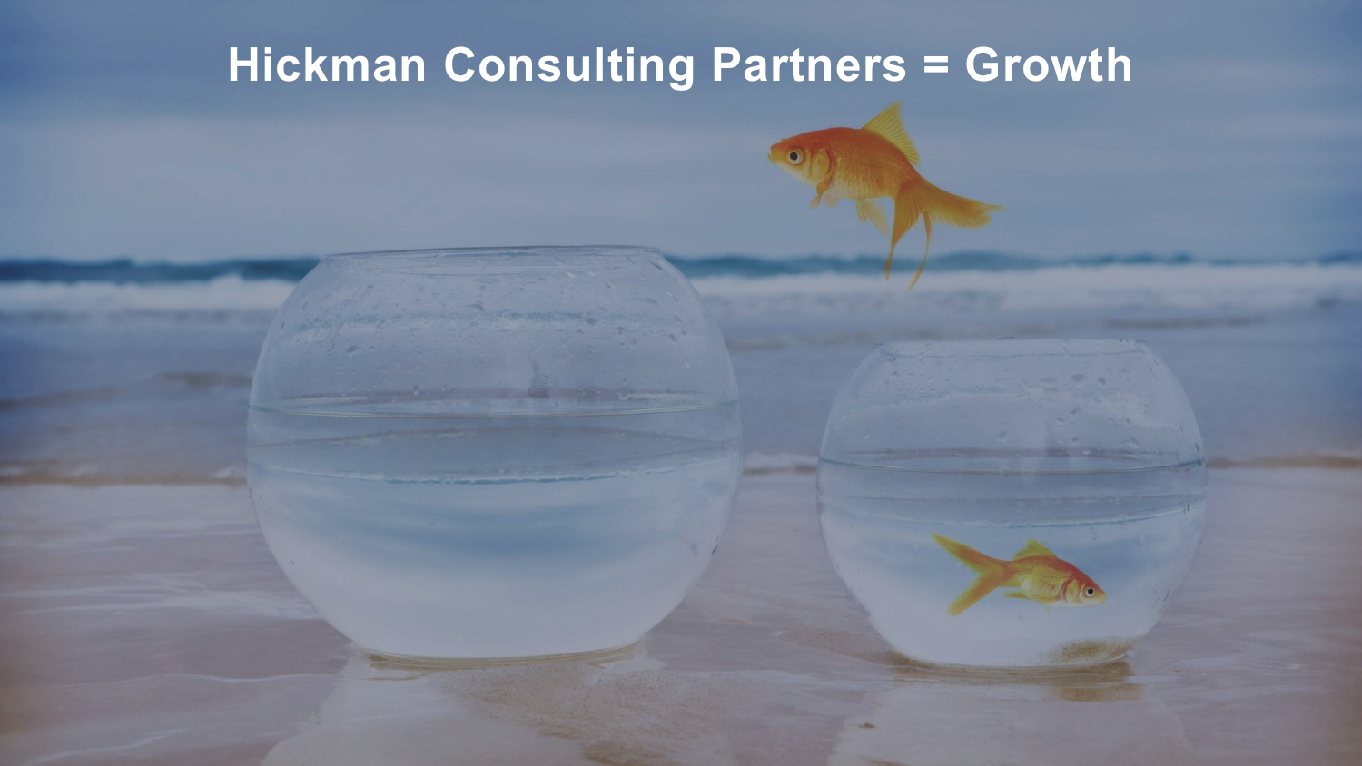# Hickman Consulting Partners = Growth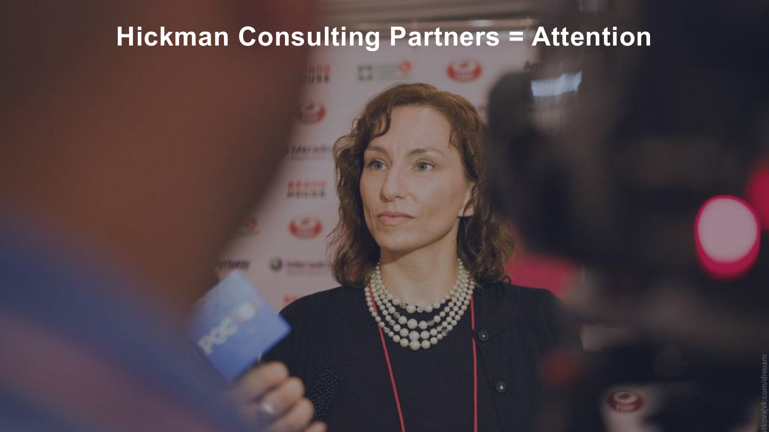# Hickman Consulting Partners = Attention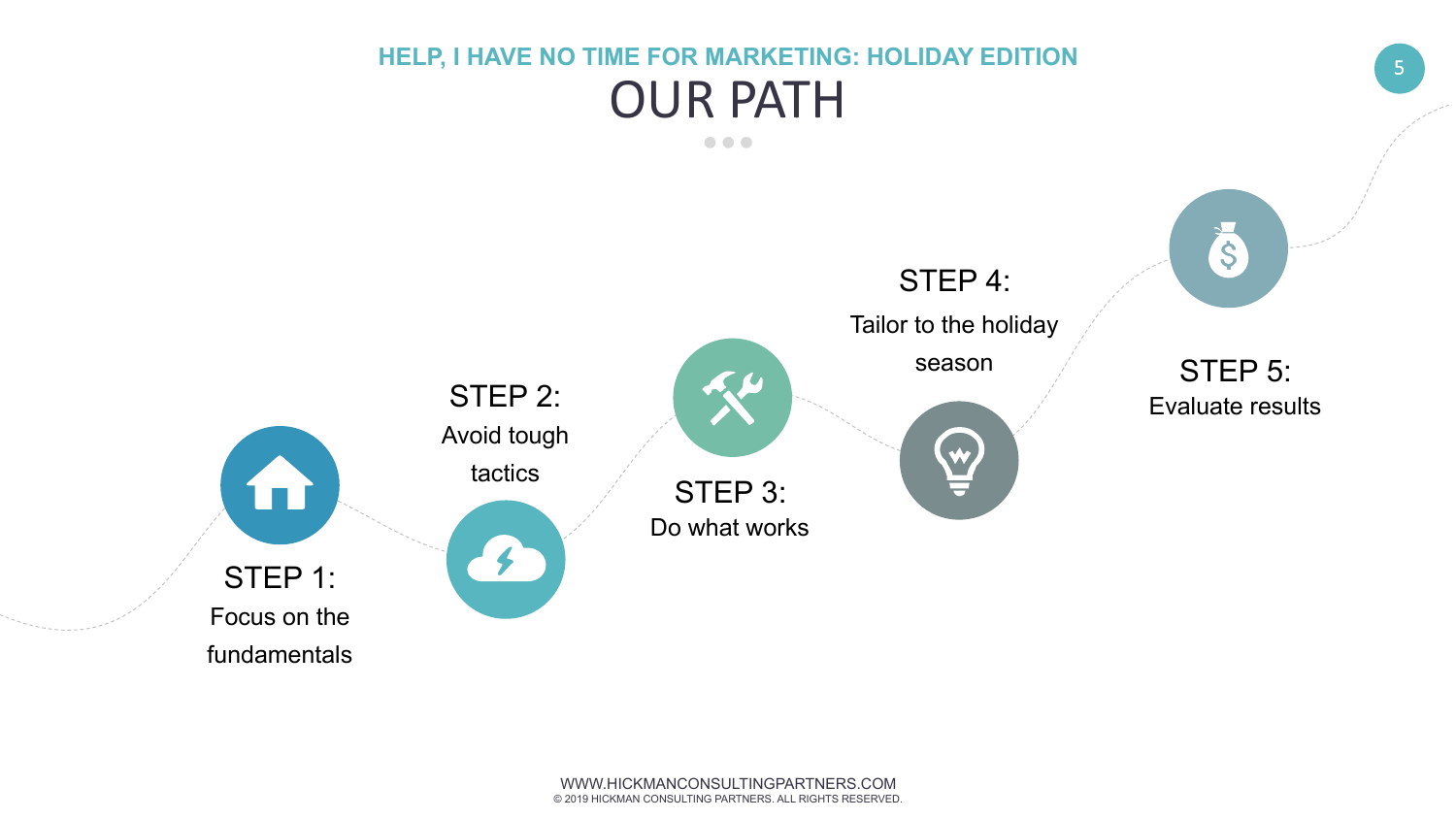## HELP, I HAVE NO TIME FOR MARKETING: HOLIDAY EDITION

# OUR PATH

**STEP 1:**
Focus on the fundamentals

**STEP 2:**
Avoid tough tactics

**STEP 3:**
Do what works

**STEP 4:**
Tailor to the holiday season

**STEP 5:**
Evaluate results

WWW.HICKMANCONSULTINGPARTNERS.COM
© 2019 HICKMAN CONSULTING PARTNERS. ALL RIGHTS RESERVED.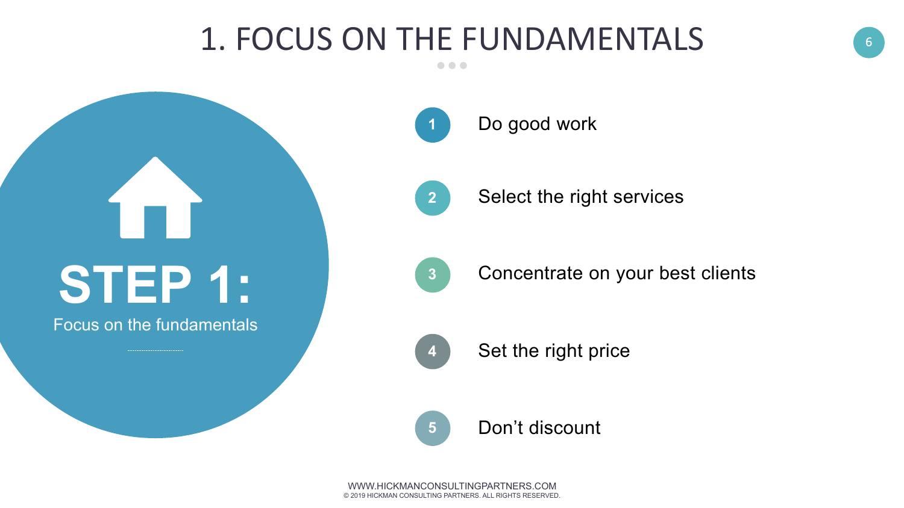# 1. FOCUS ON THE FUNDAMENTALS

**STEP 1:**

Focus on the fundamentals

1. Do good work
2. Select the right services
3. Concentrate on your best clients
4. Set the right price
5. Don't discount

WWW.HICKMANCONSULTINGPARTNERS.COM
© 2019 HICKMAN CONSULTING PARTNERS. ALL RIGHTS RESERVED.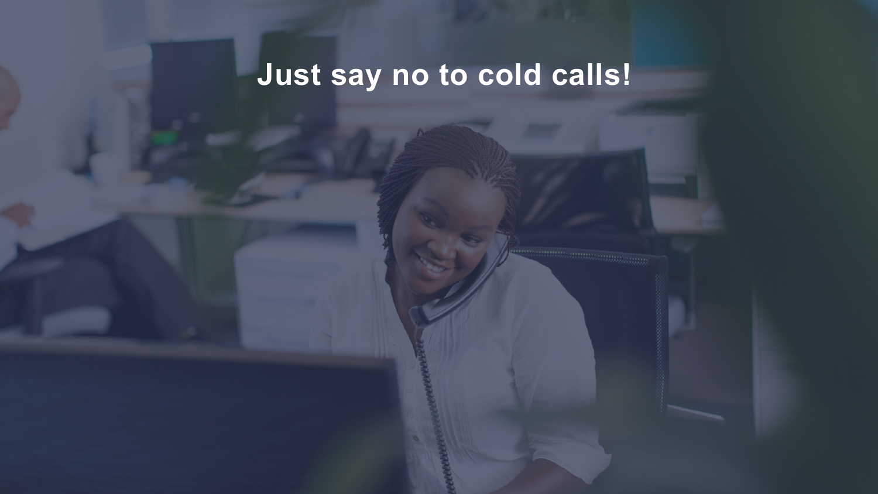# Just say no to cold calls!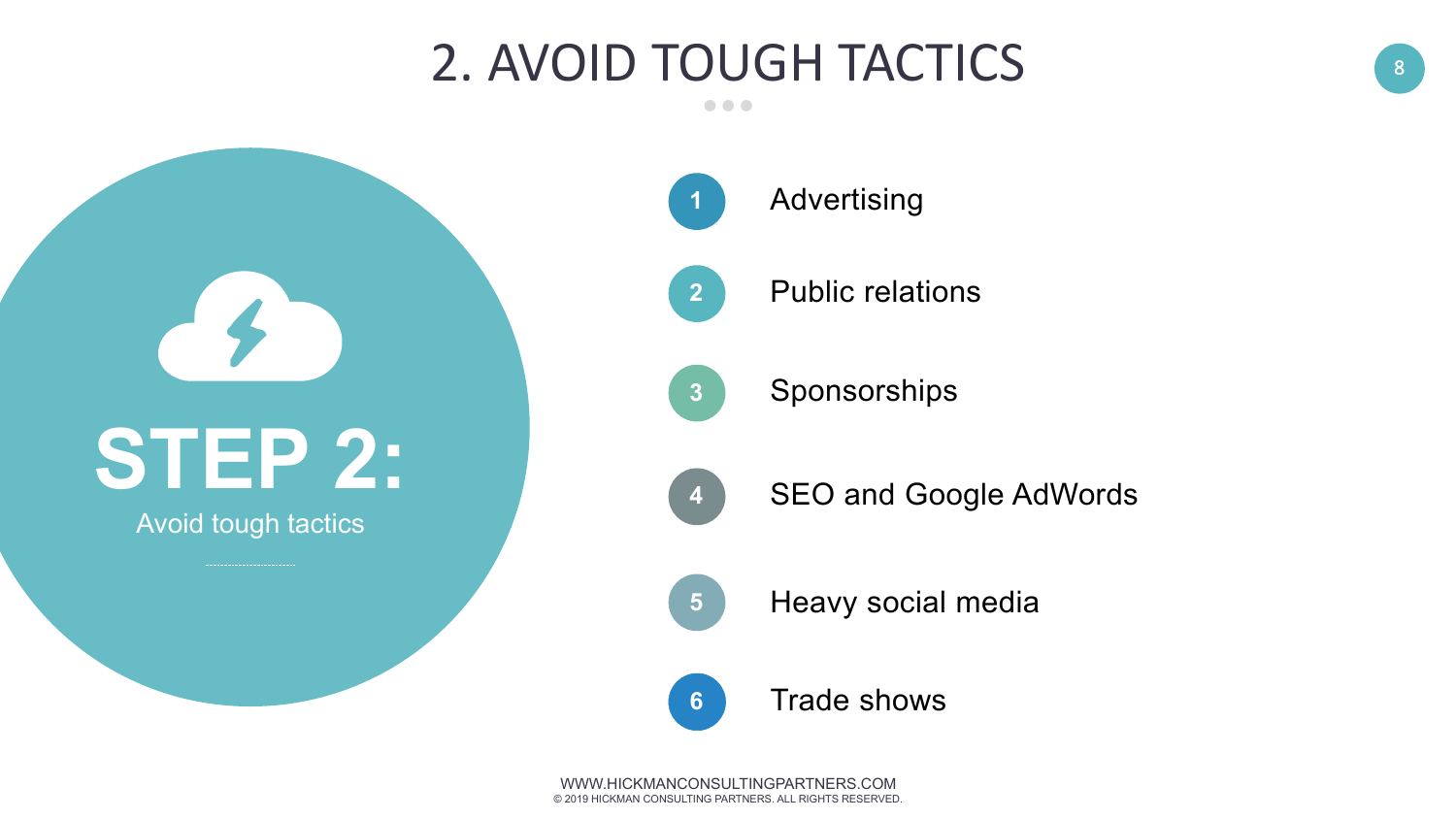# 2. AVOID TOUGH TACTICS

**STEP 2:**

Avoid tough tactics

1. Advertising
2. Public relations
3. Sponsorships
4. SEO and Google AdWords
5. Heavy social media
6. Trade shows

WWW.HICKMANCONSULTINGPARTNERS.COM
© 2019 HICKMAN CONSULTING PARTNERS. ALL RIGHTS RESERVED.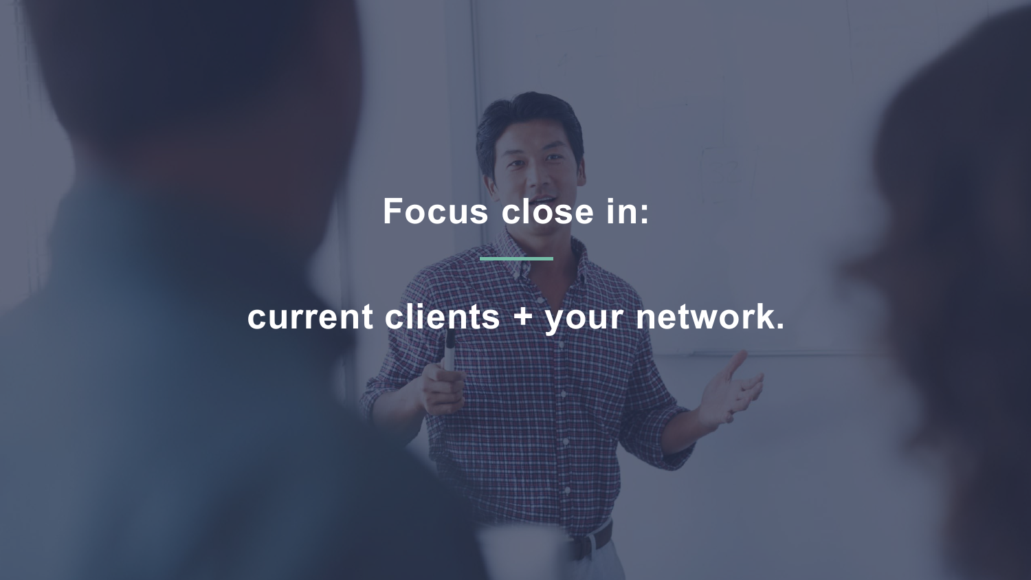# Focus close in:

---

## current clients + your network.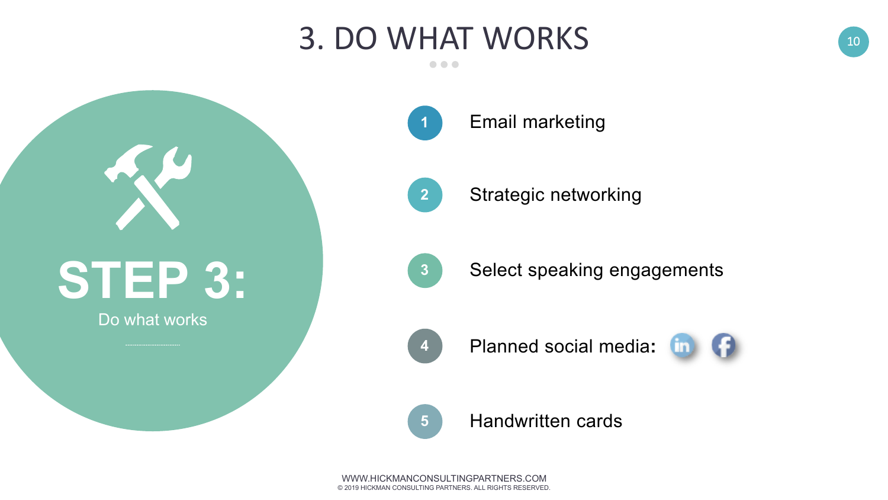# 3. DO WHAT WORKS

**STEP 3:**

Do what works

1. Email marketing
2. Strategic networking
3. Select speaking engagements
4. Planned social media:
5. Handwritten cards

WWW.HICKMANCONSULTINGPARTNERS.COM
© 2019 HICKMAN CONSULTING PARTNERS. ALL RIGHTS RESERVED.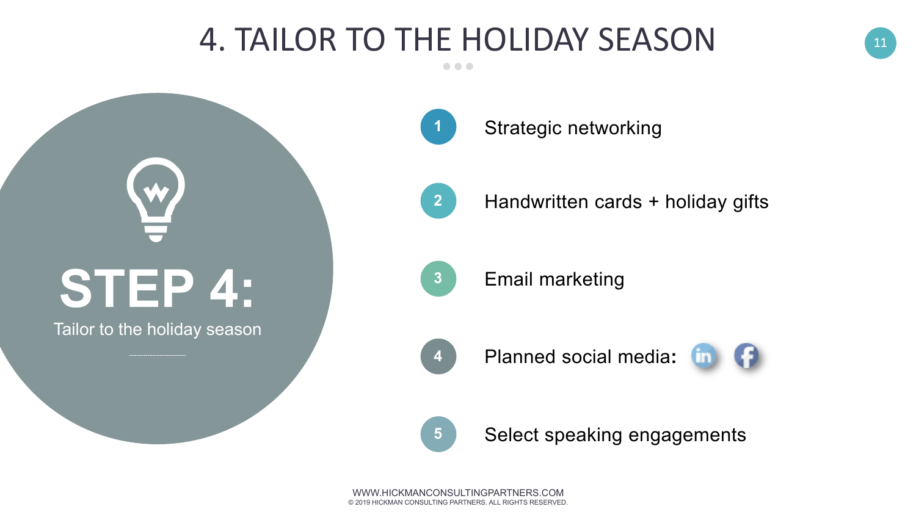# 4. TAILOR TO THE HOLIDAY SEASON

**STEP 4:**

Tailor to the holiday season

1. Strategic networking
2. Handwritten cards + holiday gifts
3. Email marketing
4. Planned social media:
5. Select speaking engagements

WWW.HICKMANCONSULTINGPARTNERS.COM
© 2019 HICKMAN CONSULTING PARTNERS. ALL RIGHTS RESERVED.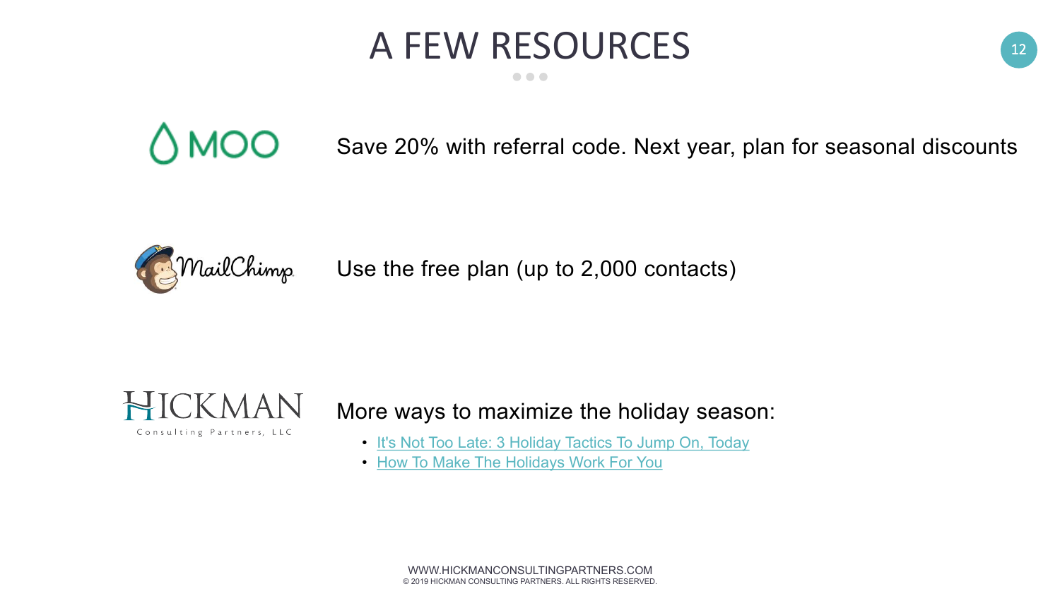# A FEW RESOURCES

MOO — Save 20% with referral code. Next year, plan for seasonal discounts

MailChimp — Use the free plan (up to 2,000 contacts)

HICKMAN Consulting Partners, LLC — More ways to maximize the holiday season:

- It's Not Too Late: 3 Holiday Tactics To Jump On, Today
- How To Make The Holidays Work For You

WWW.HICKMANCONSULTINGPARTNERS.COM
© 2019 HICKMAN CONSULTING PARTNERS. ALL RIGHTS RESERVED.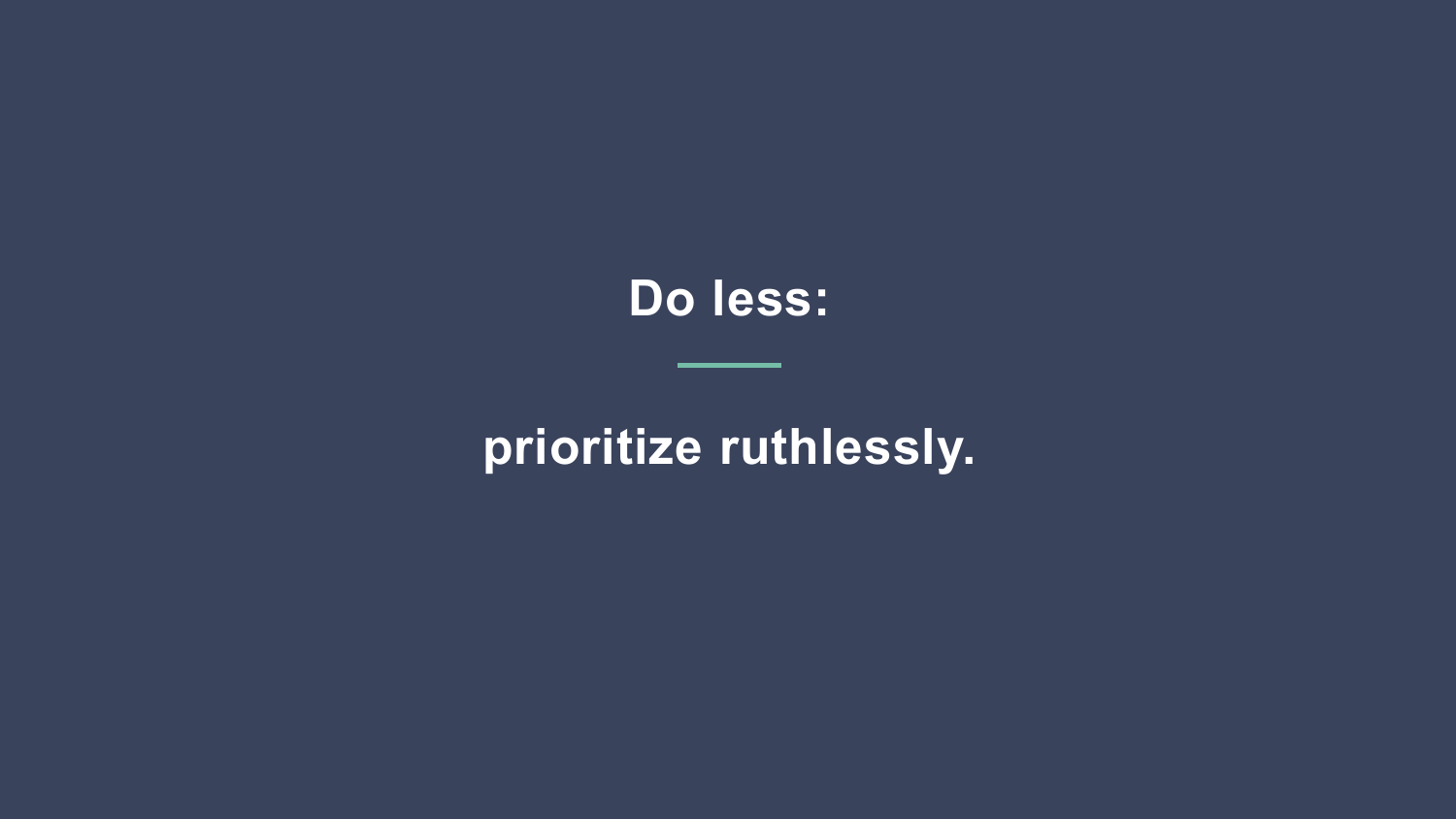# Do less:

---

# prioritize ruthlessly.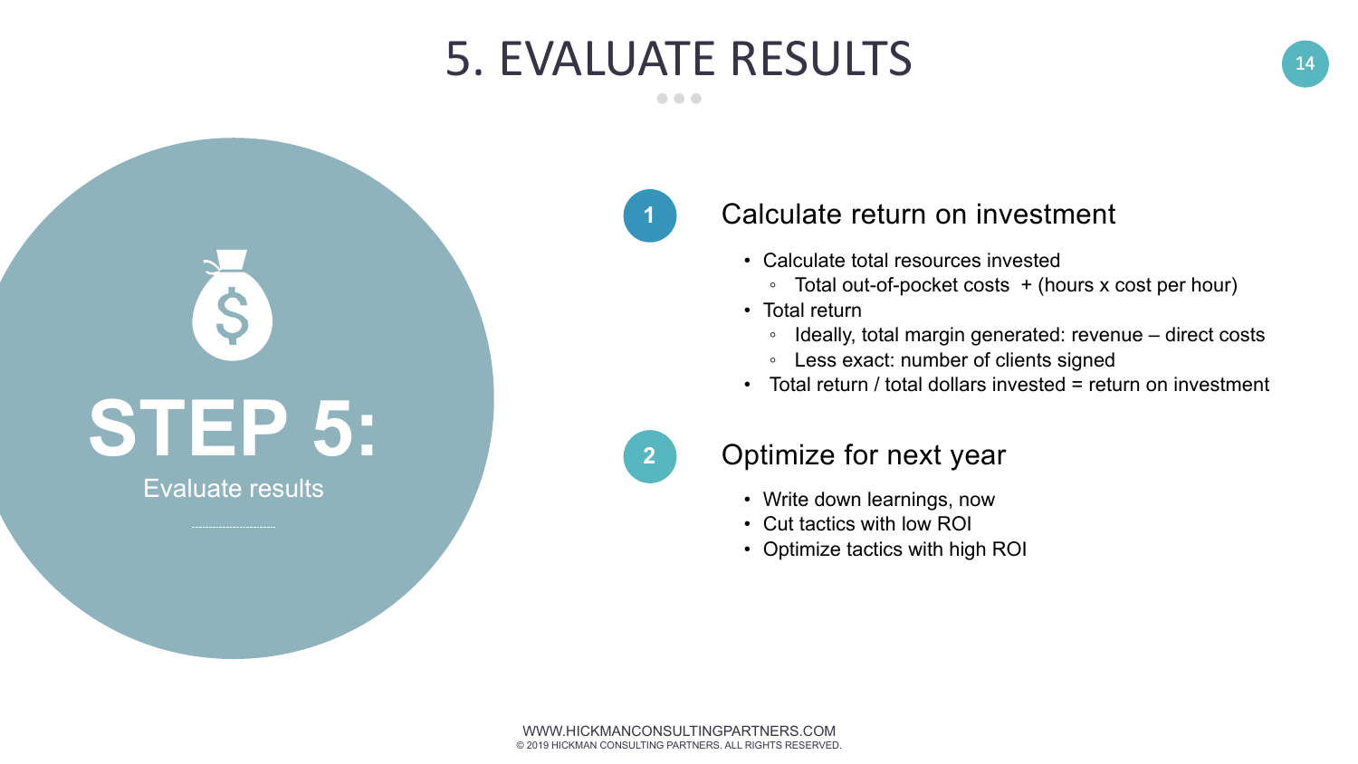# 5. EVALUATE RESULTS

**STEP 5:**

Evaluate results

## 1 Calculate return on investment

- Calculate total resources invested
  - Total out-of-pocket costs + (hours x cost per hour)
- Total return
  - Ideally, total margin generated: revenue – direct costs
  - Less exact: number of clients signed
- Total return / total dollars invested = return on investment

## 2 Optimize for next year

- Write down learnings, now
- Cut tactics with low ROI
- Optimize tactics with high ROI

WWW.HICKMANCONSULTINGPARTNERS.COM
© 2019 HICKMAN CONSULTING PARTNERS. ALL RIGHTS RESERVED.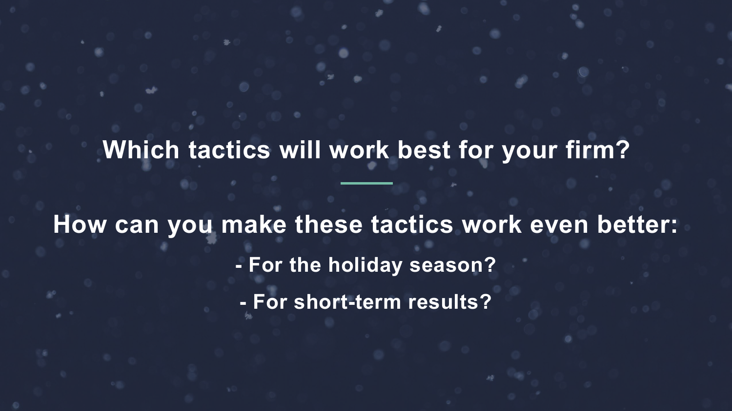**Which tactics will work best for your firm?**

---

**How can you make these tactics work even better:**

**- For the holiday season?**

**- For short-term results?**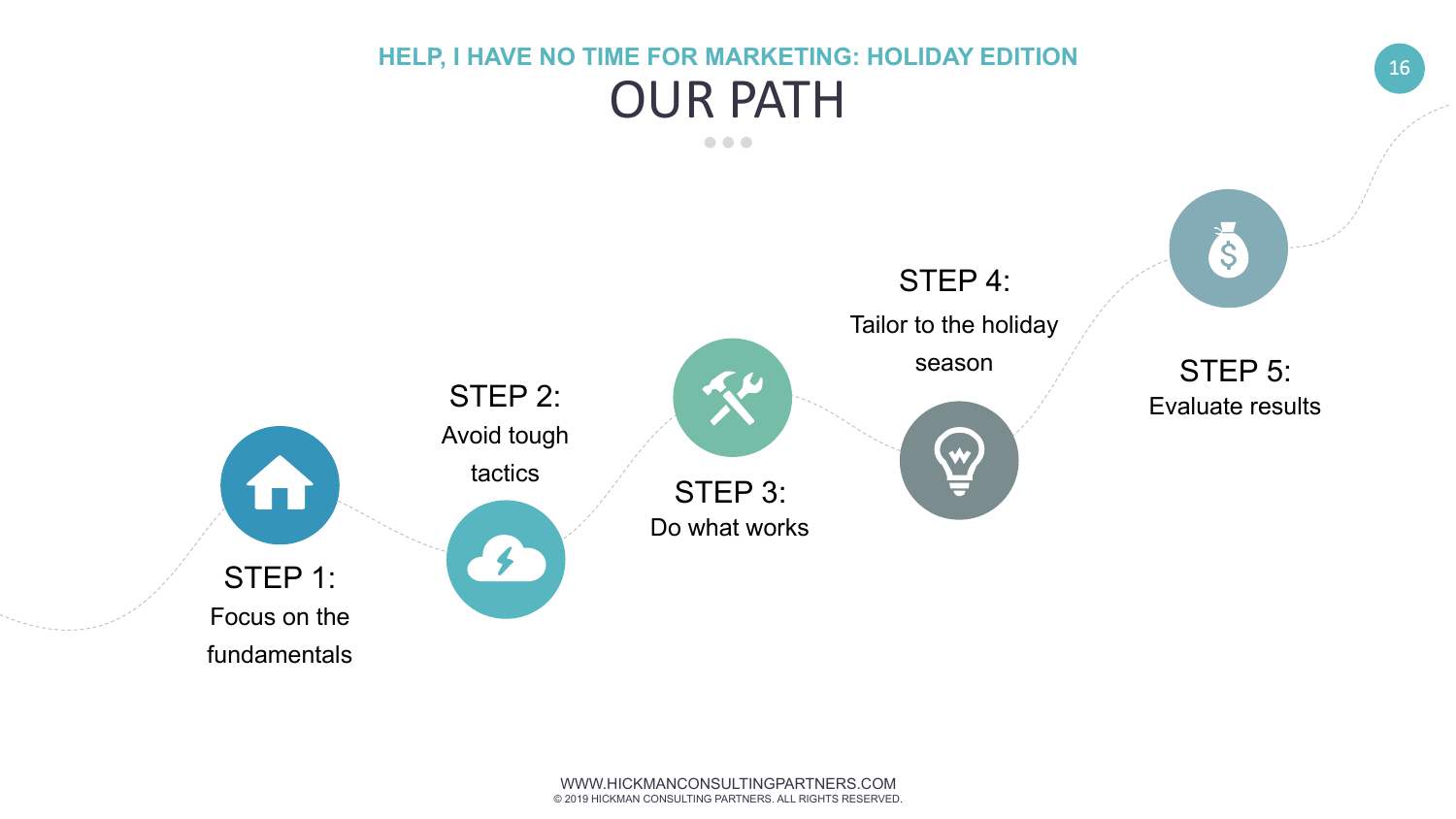HELP, I HAVE NO TIME FOR MARKETING: HOLIDAY EDITION

# OUR PATH

**STEP 1:**
Focus on the fundamentals

**STEP 2:**
Avoid tough tactics

**STEP 3:**
Do what works

**STEP 4:**
Tailor to the holiday season

**STEP 5:**
Evaluate results

WWW.HICKMANCONSULTINGPARTNERS.COM
© 2019 HICKMAN CONSULTING PARTNERS. ALL RIGHTS RESERVED.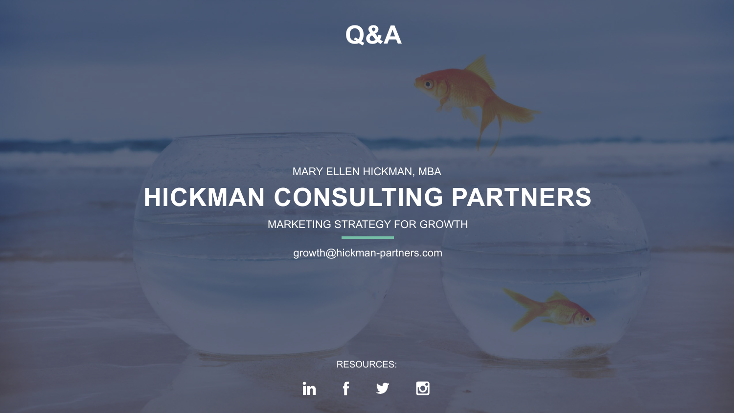# Q&A

MARY ELLEN HICKMAN, MBA

## HICKMAN CONSULTING PARTNERS

MARKETING STRATEGY FOR GROWTH

growth@hickman-partners.com

RESOURCES: